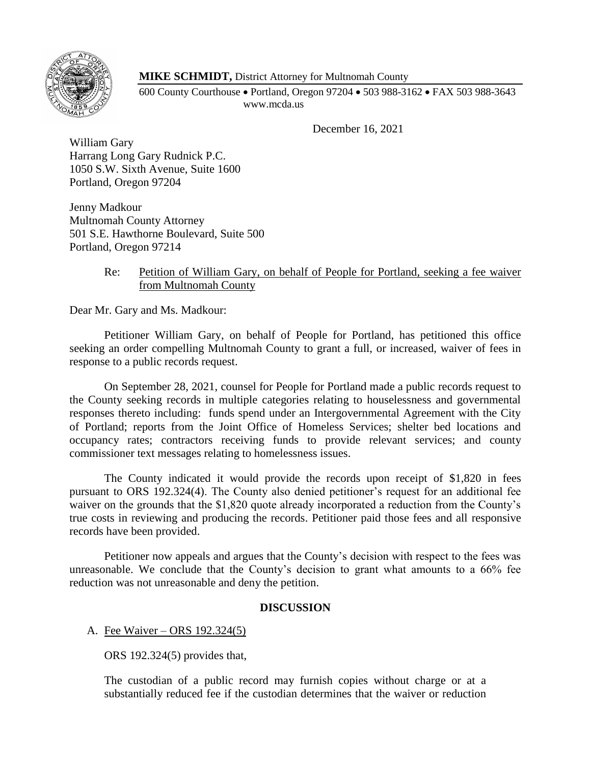**MIKE SCHMIDT,** District Attorney for Multnomah County

600 County Courthouse • Portland, Oregon 97204 • 503 988-3162 • FAX 503 988-3643
www.mcda.us

December 16, 2021

William Gary
Harrang Long Gary Rudnick P.C.
1050 S.W. Sixth Avenue, Suite 1600
Portland, Oregon 97204

Jenny Madkour
Multnomah County Attorney
501 S.E. Hawthorne Boulevard, Suite 500
Portland, Oregon 97214

Re: Petition of William Gary, on behalf of People for Portland, seeking a fee waiver from Multnomah County

Dear Mr. Gary and Ms. Madkour:

Petitioner William Gary, on behalf of People for Portland, has petitioned this office seeking an order compelling Multnomah County to grant a full, or increased, waiver of fees in response to a public records request.

On September 28, 2021, counsel for People for Portland made a public records request to the County seeking records in multiple categories relating to houselessness and governmental responses thereto including: funds spend under an Intergovernmental Agreement with the City of Portland; reports from the Joint Office of Homeless Services; shelter bed locations and occupancy rates; contractors receiving funds to provide relevant services; and county commissioner text messages relating to homelessness issues.

The County indicated it would provide the records upon receipt of $1,820 in fees pursuant to ORS 192.324(4). The County also denied petitioner's request for an additional fee waiver on the grounds that the $1,820 quote already incorporated a reduction from the County's true costs in reviewing and producing the records. Petitioner paid those fees and all responsive records have been provided.

Petitioner now appeals and argues that the County's decision with respect to the fees was unreasonable. We conclude that the County's decision to grant what amounts to a 66% fee reduction was not unreasonable and deny the petition.

## DISCUSSION

A. Fee Waiver – ORS 192.324(5)

ORS 192.324(5) provides that,

> The custodian of a public record may furnish copies without charge or at a substantially reduced fee if the custodian determines that the waiver or reduction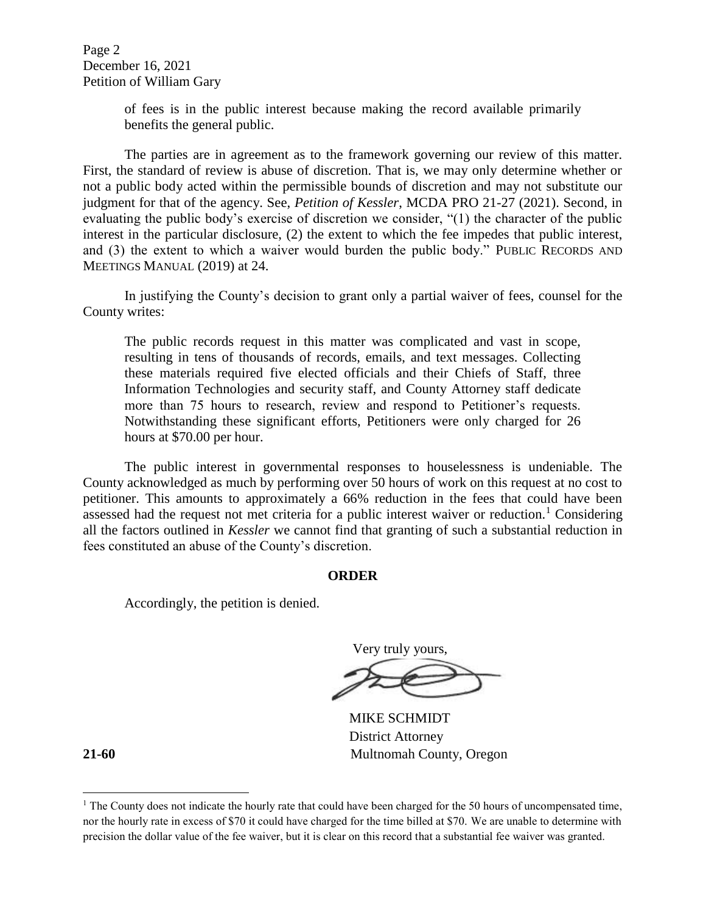of fees is in the public interest because making the record available primarily benefits the general public.

The parties are in agreement as to the framework governing our review of this matter. First, the standard of review is abuse of discretion. That is, we may only determine whether or not a public body acted within the permissible bounds of discretion and may not substitute our judgment for that of the agency. See, *Petition of Kessler*, MCDA PRO 21-27 (2021). Second, in evaluating the public body's exercise of discretion we consider, "(1) the character of the public interest in the particular disclosure, (2) the extent to which the fee impedes that public interest, and (3) the extent to which a waiver would burden the public body." PUBLIC RECORDS AND MEETINGS MANUAL (2019) at 24.

In justifying the County's decision to grant only a partial waiver of fees, counsel for the County writes:

> The public records request in this matter was complicated and vast in scope, resulting in tens of thousands of records, emails, and text messages. Collecting these materials required five elected officials and their Chiefs of Staff, three Information Technologies and security staff, and County Attorney staff dedicate more than 75 hours to research, review and respond to Petitioner's requests. Notwithstanding these significant efforts, Petitioners were only charged for 26 hours at $70.00 per hour.

The public interest in governmental responses to houselessness is undeniable. The County acknowledged as much by performing over 50 hours of work on this request at no cost to petitioner. This amounts to approximately a 66% reduction in the fees that could have been assessed had the request not met criteria for a public interest waiver or reduction.[1] Considering all the factors outlined in *Kessler* we cannot find that granting of such a substantial reduction in fees constituted an abuse of the County's discretion.

**ORDER**

Accordingly, the petition is denied.

Very truly yours,

MIKE SCHMIDT
District Attorney
Multnomah County, Oregon

**21-60**

[1] The County does not indicate the hourly rate that could have been charged for the 50 hours of uncompensated time, nor the hourly rate in excess of $70 it could have charged for the time billed at $70. We are unable to determine with precision the dollar value of the fee waiver, but it is clear on this record that a substantial fee waiver was granted.